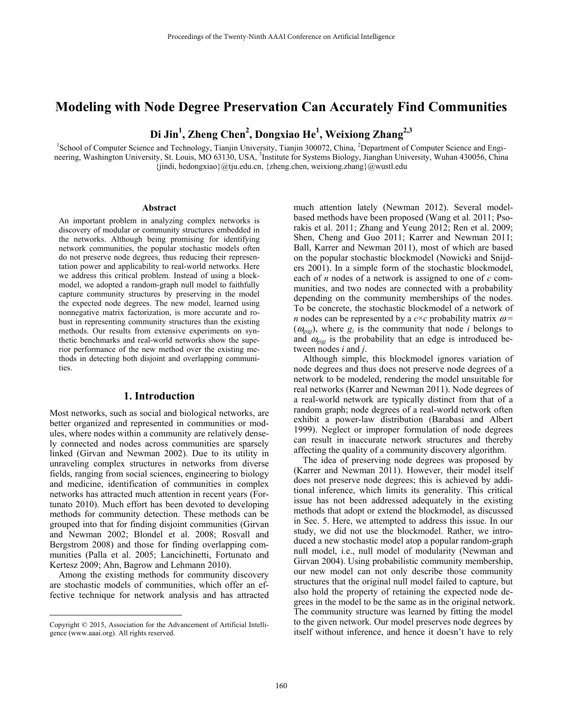# Modeling with Node Degree Preservation Can Accurately Find Communities

**Di Jin[1], Zheng Chen[2], Dongxiao He[1], Weixiong Zhang[2,3]**

[1]School of Computer Science and Technology, Tianjin University, Tianjin 300072, China, [2]Department of Computer Science and Engineering, Washington University, St. Louis, MO 63130, USA, [3]Institute for Systems Biology, Jianghan University, Wuhan 430056, China
{jindi, hedongxiao}@tju.edu.cn, {zheng.chen, weixiong.zhang}@wustl.edu

### Abstract

An important problem in analyzing complex networks is discovery of modular or community structures embedded in the networks. Although being promising for identifying network communities, the popular stochastic models often do not preserve node degrees, thus reducing their representation power and applicability to real-world networks. Here we address this critical problem. Instead of using a blockmodel, we adopted a random-graph null model to faithfully capture community structures by preserving in the model the expected node degrees. The new model, learned using nonnegative matrix factorization, is more accurate and robust in representing community structures than the existing methods. Our results from extensive experiments on synthetic benchmarks and real-world networks show the superior performance of the new method over the existing methods in detecting both disjoint and overlapping communities.

## 1. Introduction

Most networks, such as social and biological networks, are better organized and represented in communities or modules, where nodes within a community are relatively densely connected and nodes across communities are sparsely linked (Girvan and Newman 2002). Due to its utility in unraveling complex structures in networks from diverse fields, ranging from social sciences, engineering to biology and medicine, identification of communities in complex networks has attracted much attention in recent years (Fortunato 2010). Much effort has been devoted to developing methods for community detection. These methods can be grouped into that for finding disjoint communities (Girvan and Newman 2002; Blondel et al. 2008; Rosvall and Bergstrom 2008) and those for finding overlapping communities (Palla et al. 2005; Lancichinetti, Fortunato and Kertesz 2009; Ahn, Bagrow and Lehmann 2010).

Among the existing methods for community discovery are stochastic models of communities, which offer an effective technique for network analysis and has attracted much attention lately (Newman 2012). Several model-based methods have been proposed (Wang et al. 2011; Psorakis et al. 2011; Zhang and Yeung 2012; Ren et al. 2009; Shen, Cheng and Guo 2011; Karrer and Newman 2011; Ball, Karrer and Newman 2011), most of which are based on the popular stochastic blockmodel (Nowicki and Snijders 2001). In a simple form of the stochastic blockmodel, each of $n$ nodes of a network is assigned to one of $c$ communities, and two nodes are connected with a probability depending on the community memberships of the nodes. To be concrete, the stochastic blockmodel of a network of $n$ nodes can be represented by a $c \times c$ probability matrix $\omega = (\omega_{g_i g_j})$, where $g_i$ is the community that node $i$ belongs to and $\omega_{g_i g_j}$ is the probability that an edge is introduced between nodes $i$ and $j$.

Although simple, this blockmodel ignores variation of node degrees and thus does not preserve node degrees of a network to be modeled, rendering the model unsuitable for real networks (Karrer and Newman 2011). Node degrees of a real-world network are typically distinct from that of a random graph; node degrees of a real-world network often exhibit a power-law distribution (Barabasi and Albert 1999). Neglect or improper formulation of node degrees can result in inaccurate network structures and thereby affecting the quality of a community discovery algorithm.

The idea of preserving node degrees was proposed by (Karrer and Newman 2011). However, their model itself does not preserve node degrees; this is achieved by additional inference, which limits its generality. This critical issue has not been addressed adequately in the existing methods that adopt or extend the blockmodel, as discussed in Sec. 5. Here, we attempted to address this issue. In our study, we did not use the blockmodel. Rather, we introduced a new stochastic model atop a popular random-graph null model, i.e., null model of modularity (Newman and Girvan 2004). Using probabilistic community membership, our new model can not only describe those community structures that the original null model failed to capture, but also hold the property of retaining the expected node degrees in the model to be the same as in the original network. The community structure was learned by fitting the model to the given network. Our model preserves node degrees by itself without inference, and hence it doesn't have to rely

Copyright © 2015, Association for the Advancement of Artificial Intelligence (www.aaai.org). All rights reserved.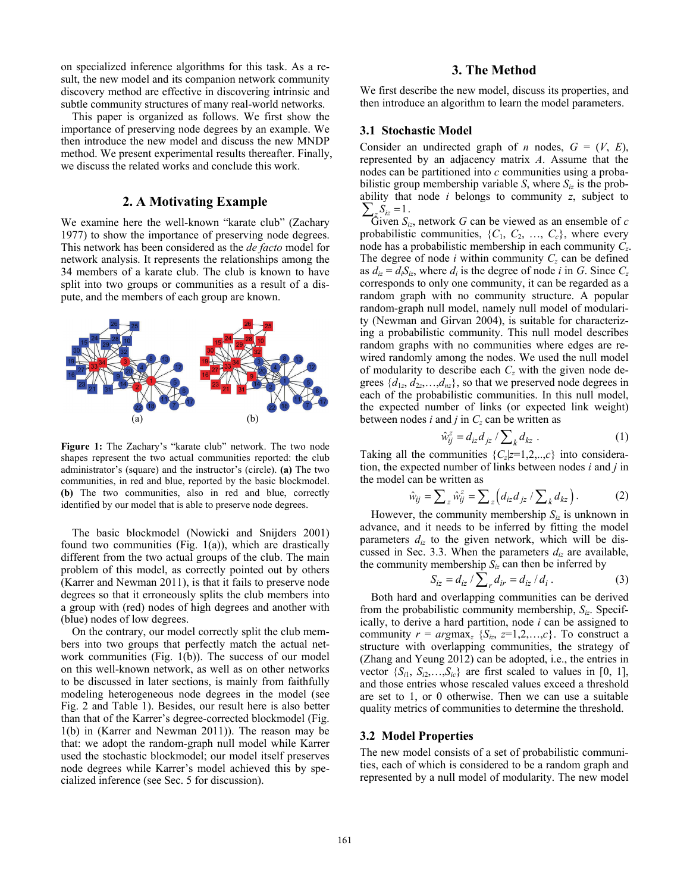on specialized inference algorithms for this task. As a result, the new model and its companion network community discovery method are effective in discovering intrinsic and subtle community structures of many real-world networks.

This paper is organized as follows. We first show the importance of preserving node degrees by an example. We then introduce the new model and discuss the new MNDP method. We present experimental results thereafter. Finally, we discuss the related works and conclude this work.

## 2. A Motivating Example

We examine here the well-known "karate club" (Zachary 1977) to show the importance of preserving node degrees. This network has been considered as the *de facto* model for network analysis. It represents the relationships among the 34 members of a karate club. The club is known to have split into two groups or communities as a result of a dispute, and the members of each group are known.

**Figure 1:** The Zachary's "karate club" network. The two node shapes represent the two actual communities reported: the club administrator's (square) and the instructor's (circle). **(a)** The two communities, in red and blue, reported by the basic blockmodel. **(b)** The two communities, also in red and blue, correctly identified by our model that is able to preserve node degrees.

The basic blockmodel (Nowicki and Snijders 2001) found two communities (Fig. 1(a)), which are drastically different from the two actual groups of the club. The main problem of this model, as correctly pointed out by others (Karrer and Newman 2011), is that it fails to preserve node degrees so that it erroneously splits the club members into a group with (red) nodes of high degrees and another with (blue) nodes of low degrees.

On the contrary, our model correctly split the club members into two groups that perfectly match the actual network communities (Fig. 1(b)). The success of our model on this well-known network, as well as on other networks to be discussed in later sections, is mainly from faithfully modeling heterogeneous node degrees in the model (see Fig. 2 and Table 1). Besides, our result here is also better than that of the Karrer's degree-corrected blockmodel (Fig. 1(b) in (Karrer and Newman 2011)). The reason may be that: we adopt the random-graph null model while Karrer used the stochastic blockmodel; our model itself preserves node degrees while Karrer's model achieved this by specialized inference (see Sec. 5 for discussion).

## 3. The Method

We first describe the new model, discuss its properties, and then introduce an algorithm to learn the model parameters.

### 3.1 Stochastic Model

Consider an undirected graph of $n$ nodes, $G = (V, E)$, represented by an adjacency matrix $A$. Assume that the nodes can be partitioned into $c$ communities using a probabilistic group membership variable $S$, where $S_{iz}$ is the probability that node $i$ belongs to community $z$, subject to $\sum_z S_{iz} = 1$.

Given $S_{iz}$, network $G$ can be viewed as an ensemble of $c$ probabilistic communities, $\{C_1, C_2, \ldots, C_c\}$, where every node has a probabilistic membership in each community $C_z$. The degree of node $i$ within community $C_z$ can be defined as $d_{iz} = d_i S_{iz}$, where $d_i$ is the degree of node $i$ in $G$. Since $C_z$ corresponds to only one community, it can be regarded as a random graph with no community structure. A popular random-graph null model, namely null model of modularity (Newman and Girvan 2004), is suitable for characterizing a probabilistic community. This null model describes random graphs with no communities where edges are rewired randomly among the nodes. We used the null model of modularity to describe each $C_z$ with the given node degrees $\{d_{1z}, d_{2z}, \ldots, d_{nz}\}$, so that we preserved node degrees in each of the probabilistic communities. In this null model, the expected number of links (or expected link weight) between nodes $i$ and $j$ in $C_z$ can be written as

$$\hat{w}_{ij}^{z} = d_{iz} d_{jz} / \sum_k d_{kz} . \tag{1}$$

Taking all the communities $\{C_z | z=1,2,..,c\}$ into consideration, the expected number of links between nodes $i$ and $j$ in the model can be written as

$$\hat{w}_{ij} = \sum_z \hat{w}_{ij}^{z} = \sum_z \left( d_{iz} d_{jz} / \sum_k d_{kz} \right). \tag{2}$$

However, the community membership $S_{iz}$ is unknown in advance, and it needs to be inferred by fitting the model parameters $d_{iz}$ to the given network, which will be discussed in Sec. 3.3. When the parameters $d_{iz}$ are available, the community membership $S_{iz}$ can then be inferred by

$$S_{iz} = d_{iz} / \sum_r d_{ir} = d_{iz} / d_i . \tag{3}$$

Both hard and overlapping communities can be derived from the probabilistic community membership, $S_{iz}$. Specifically, to derive a hard partition, node $i$ can be assigned to community $r = \mathrm{argmax}_z \{S_{iz}, z=1,2,\ldots,c\}$. To construct a structure with overlapping communities, the strategy of (Zhang and Yeung 2012) can be adopted, i.e., the entries in vector $\{S_{i1}, S_{i2}, \ldots, S_{ic}\}$ are first scaled to values in [0, 1], and those entries whose rescaled values exceed a threshold are set to 1, or 0 otherwise. Then we can use a suitable quality metrics of communities to determine the threshold.

### 3.2 Model Properties

The new model consists of a set of probabilistic communities, each of which is considered to be a random graph and represented by a null model of modularity. The new model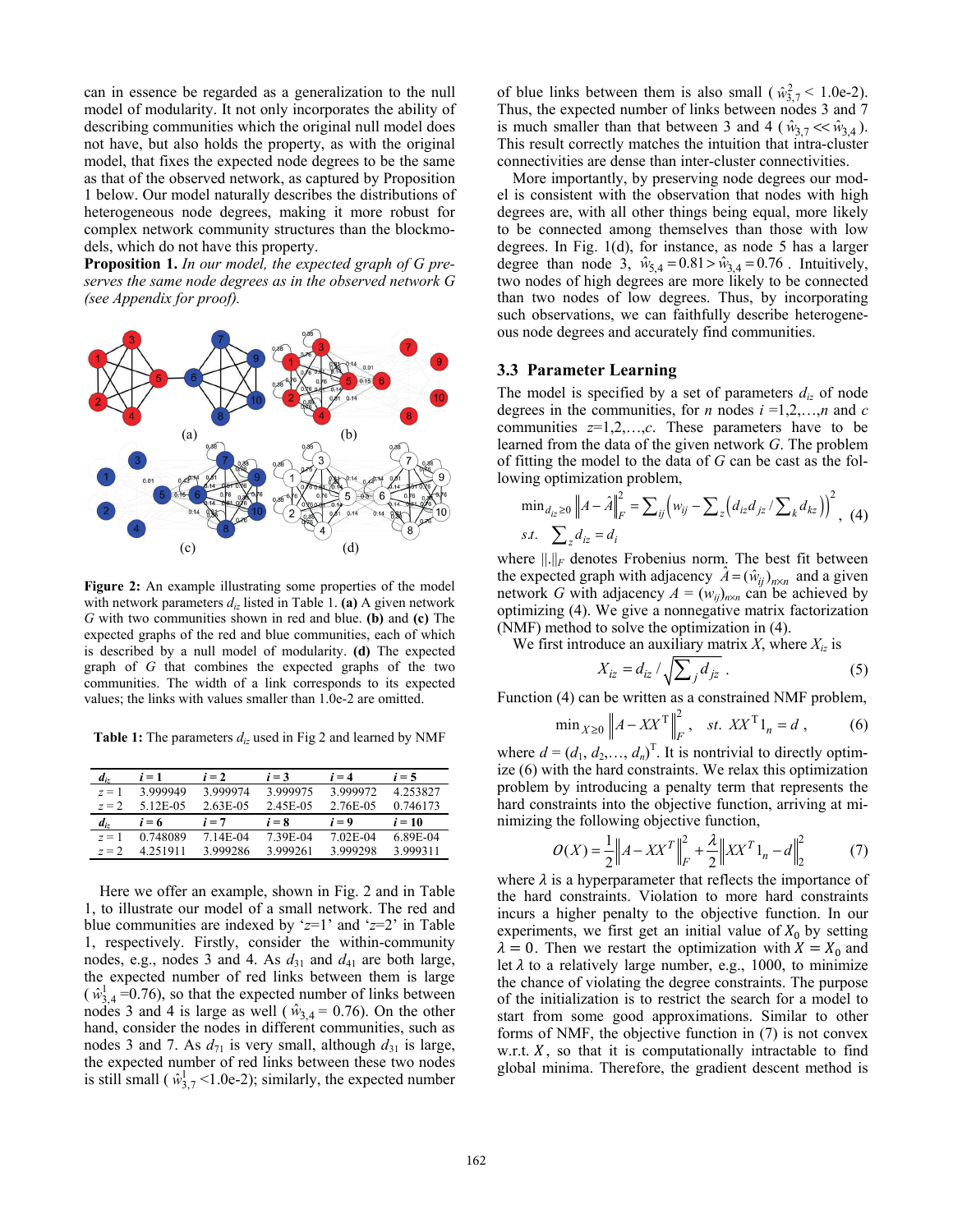can in essence be regarded as a generalization to the null model of modularity. It not only incorporates the ability of describing communities which the original null model does not have, but also holds the property, as with the original model, that fixes the expected node degrees to be the same as that of the observed network, as captured by Proposition 1 below. Our model naturally describes the distributions of heterogeneous node degrees, making it more robust for complex network community structures than the blockmodels, which do not have this property.

**Proposition 1.** *In our model, the expected graph of G preserves the same node degrees as in the observed network G (see Appendix for proof).*

**Figure 2:** An example illustrating some properties of the model with network parameters $d_{iz}$ listed in Table 1. **(a)** A given network $G$ with two communities shown in red and blue. **(b)** and **(c)** The expected graphs of the red and blue communities, each of which is described by a null model of modularity. **(d)** The expected graph of $G$ that combines the expected graphs of the two communities. The width of a link corresponds to its expected values; the links with values smaller than 1.0e-2 are omitted.

**Table 1:** The parameters $d_{iz}$ used in Fig 2 and learned by NMF

| $d_{iz}$ | $i = 1$ | $i = 2$ | $i = 3$ | $i = 4$ | $i = 5$ |
|---|---|---|---|---|---|
| $z = 1$ | 3.999949 | 3.999974 | 3.999975 | 3.999972 | 4.253827 |
| $z = 2$ | 5.12E-05 | 2.63E-05 | 2.45E-05 | 2.76E-05 | 0.746173 |
| $d_{iz}$ | $i = 6$ | $i = 7$ | $i = 8$ | $i = 9$ | $i = 10$ |
| $z = 1$ | 0.748089 | 7.14E-04 | 7.39E-04 | 7.02E-04 | 6.89E-04 |
| $z = 2$ | 4.251911 | 3.999286 | 3.999261 | 3.999298 | 3.999311 |

Here we offer an example, shown in Fig. 2 and in Table 1, to illustrate our model of a small network. The red and blue communities are indexed by '$z$=1' and '$z$=2' in Table 1, respectively. Firstly, consider the within-community nodes, e.g., nodes 3 and 4. As $d_{31}$ and $d_{41}$ are both large, the expected number of red links between them is large ($\hat{w}^1_{3,4}$=0.76), so that the expected number of links between nodes 3 and 4 is large as well ($\hat{w}_{3,4}$ = 0.76). On the other hand, consider the nodes in different communities, such as nodes 3 and 7. As $d_{71}$ is very small, although $d_{31}$ is large, the expected number of red links between these two nodes is still small ($\hat{w}^1_{3,7}$ <1.0e-2); similarly, the expected number of blue links between them is also small ($\hat{w}^2_{3,7}$ < 1.0e-2). Thus, the expected number of links between nodes 3 and 7 is much smaller than that between 3 and 4 ($\hat{w}_{3,7} << \hat{w}_{3,4}$). This result correctly matches the intuition that intra-cluster connectivities are dense than inter-cluster connectivities.

More importantly, by preserving node degrees our model is consistent with the observation that nodes with high degrees are, with all other things being equal, more likely to be connected among themselves than those with low degrees. In Fig. 1(d), for instance, as node 5 has a larger degree than node 3, $\hat{w}_{5,4} = 0.81 > \hat{w}_{3,4} = 0.76$. Intuitively, two nodes of high degrees are more likely to be connected than two nodes of low degrees. Thus, by incorporating such observations, we can faithfully describe heterogeneous node degrees and accurately find communities.

### 3.3 Parameter Learning

The model is specified by a set of parameters $d_{iz}$ of node degrees in the communities, for $n$ nodes $i$ =1,2,…,$n$ and $c$ communities $z$=1,2,…,$c$. These parameters have to be learned from the data of the given network $G$. The problem of fitting the model to the data of $G$ can be cast as the following optimization problem,

$$\min_{d_{iz}\geq 0} \left\|A-\hat{A}\right\|_F^2 = \sum_{ij}\left(w_{ij} - \sum_z \left(d_{iz}d_{jz} / \sum_k d_{kz}\right)\right)^2, \quad s.t. \ \sum_z d_{iz} = d_i \tag{4}$$

where $\|.\|_F$ denotes Frobenius norm. The best fit between the expected graph with adjacency $\hat{A} = (\hat{w}_{ij})_{n\times n}$ and a given network $G$ with adjacency $A = (w_{ij})_{n\times n}$ can be achieved by optimizing (4). We give a nonnegative matrix factorization (NMF) method to solve the optimization in (4).

We first introduce an auxiliary matrix $X$, where $X_{iz}$ is

$$X_{iz} = d_{iz} / \sqrt{\sum_j d_{jz}}\ . \tag{5}$$

Function (4) can be written as a constrained NMF problem,

$$\min_{X\geq 0} \left\|A - XX^{\mathrm{T}}\right\|_F^2, \quad st. \ XX^{\mathrm{T}}1_n = d\ , \tag{6}$$

where $d = (d_1, d_2,…, d_n)^{\mathrm{T}}$. It is nontrivial to directly optimize (6) with the hard constraints. We relax this optimization problem by introducing a penalty term that represents the hard constraints into the objective function, arriving at minimizing the following objective function,

$$O(X) = \frac{1}{2}\left\|A - XX^T\right\|_F^2 + \frac{\lambda}{2}\left\|XX^T 1_n - d\right\|_2^2 \tag{7}$$

where $\lambda$ is a hyperparameter that reflects the importance of the hard constraints. Violation to more hard constraints incurs a higher penalty to the objective function. In our experiments, we first get an initial value of $X_0$ by setting $\lambda = 0$. Then we restart the optimization with $X = X_0$ and let $\lambda$ to a relatively large number, e.g., 1000, to minimize the chance of violating the degree constraints. The purpose of the initialization is to restrict the search for a model to start from some good approximations. Similar to other forms of NMF, the objective function in (7) is not convex w.r.t. $X$, so that it is computationally intractable to find global minima. Therefore, the gradient descent method is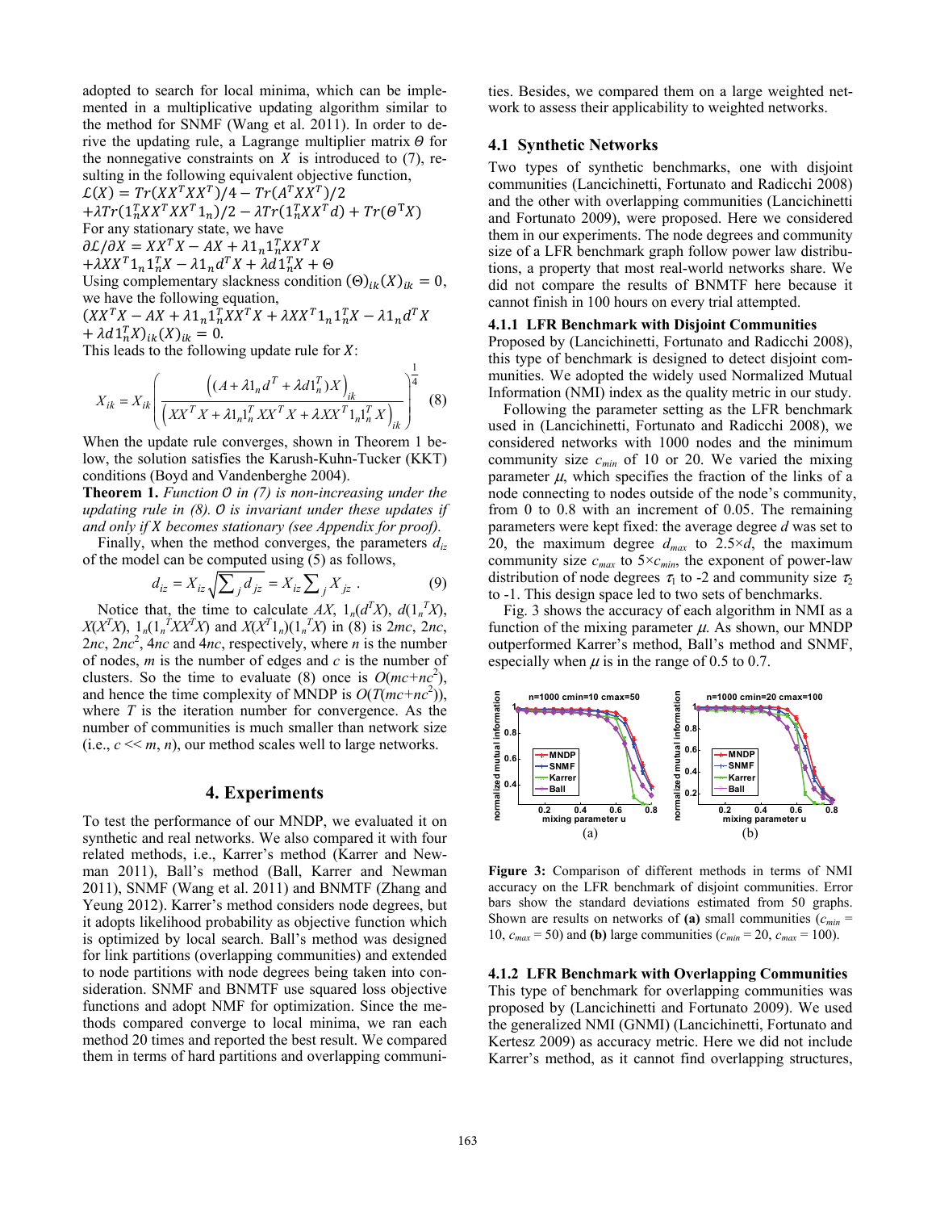adopted to search for local minima, which can be implemented in a multiplicative updating algorithm similar to the method for SNMF (Wang et al. 2011). In order to derive the updating rule, a Lagrange multiplier matrix $\Theta$ for the nonnegative constraints on $X$ is introduced to (7), resulting in the following equivalent objective function,

$$\mathcal{L}(X) = Tr(XX^TXX^T)/4 - Tr(A^TXX^T)/2$$
$$+\lambda Tr(1_n^TXX^TXX^T1_n)/2 - \lambda Tr(1_n^TXX^Td) + Tr(\Theta^TX)$$

For any stationary state, we have

$$\partial\mathcal{L}/\partial X = XX^TX - AX + \lambda 1_n1_n^TXX^TX$$
$$+\lambda XX^T1_n1_n^TX - \lambda 1_nd^TX + \lambda d1_n^TX + \Theta$$

Using complementary slackness condition $(\Theta)_{ik}(X)_{ik} = 0$, we have the following equation,

$$(XX^TX - AX + \lambda 1_n1_n^TXX^TX + \lambda XX^T1_n1_n^TX - \lambda 1_nd^TX$$
$$+ \lambda d1_n^TX)_{ik}(X)_{ik} = 0.$$

This leads to the following update rule for $X$:

$$X_{ik} = X_{ik}\left(\frac{\left((A+\lambda 1_nd^T + \lambda d1_n^T)X\right)_{ik}}{\left(XX^TX + \lambda 1_n1_n^TXX^TX + \lambda XX^T1_n1_n^TX\right)_{ik}}\right)^{\frac{1}{4}} \quad (8)$$

When the update rule converges, shown in Theorem 1 below, the solution satisfies the Karush-Kuhn-Tucker (KKT) conditions (Boyd and Vandenberghe 2004).

**Theorem 1.** *Function $\mathcal{O}$ in (7) is non-increasing under the updating rule in (8). $\mathcal{O}$ is invariant under these updates if and only if $X$ becomes stationary (see Appendix for proof).*

Finally, when the method converges, the parameters $d_{iz}$ of the model can be computed using (5) as follows,

$$d_{iz} = X_{iz}\sqrt{\sum_j d_{jz}} = X_{iz}\sum_j X_{jz} \ . \quad (9)$$

Notice that, the time to calculate $AX$, $1_n(d^TX)$, $d(1_n^TX)$, $X(X^TX)$, $1_n(1_n^TXX^TX)$ and $X(X^T1_n)(1_n^TX)$ in (8) is $2mc$, $2nc$, $2nc$, $2nc^2$, $4nc$ and $4nc$, respectively, where $n$ is the number of nodes, $m$ is the number of edges and $c$ is the number of clusters. So the time to evaluate (8) once is $O(mc+nc^2)$, and hence the time complexity of MNDP is $O(T(mc+nc^2))$, where $T$ is the iteration number for convergence. As the number of communities is much smaller than network size (i.e., $c \ll m, n$), our method scales well to large networks.

## 4. Experiments

To test the performance of our MNDP, we evaluated it on synthetic and real networks. We also compared it with four related methods, i.e., Karrer's method (Karrer and Newman 2011), Ball's method (Ball, Karrer and Newman 2011), SNMF (Wang et al. 2011) and BNMTF (Zhang and Yeung 2012). Karrer's method considers node degrees, but it adopts likelihood probability as objective function which is optimized by local search. Ball's method was designed for link partitions (overlapping communities) and extended to node partitions with node degrees being taken into consideration. SNMF and BNMTF use squared loss objective functions and adopt NMF for optimization. Since the methods compared converge to local minima, we ran each method 20 times and reported the best result. We compared them in terms of hard partitions and overlapping communities. Besides, we compared them on a large weighted network to assess their applicability to weighted networks.

### 4.1 Synthetic Networks

Two types of synthetic benchmarks, one with disjoint communities (Lancichinetti, Fortunato and Radicchi 2008) and the other with overlapping communities (Lancichinetti and Fortunato 2009), were proposed. Here we considered them in our experiments. The node degrees and community size of a LFR benchmark graph follow power law distributions, a property that most real-world networks share. We did not compare the results of BNMTF here because it cannot finish in 100 hours on every trial attempted.

#### 4.1.1 LFR Benchmark with Disjoint Communities

Proposed by (Lancichinetti, Fortunato and Radicchi 2008), this type of benchmark is designed to detect disjoint communities. We adopted the widely used Normalized Mutual Information (NMI) index as the quality metric in our study.

Following the parameter setting as the LFR benchmark used in (Lancichinetti, Fortunato and Radicchi 2008), we considered networks with 1000 nodes and the minimum community size $c_{min}$ of 10 or 20. We varied the mixing parameter $\mu$, which specifies the fraction of the links of a node connecting to nodes outside of the node's community, from 0 to 0.8 with an increment of 0.05. The remaining parameters were kept fixed: the average degree $d$ was set to 20, the maximum degree $d_{max}$ to $2.5 \times d$, the maximum community size $c_{max}$ to $5 \times c_{min}$, the exponent of power-law distribution of node degrees $\tau_1$ to -2 and community size $\tau_2$ to -1. This design space led to two sets of benchmarks.

Fig. 3 shows the accuracy of each algorithm in NMI as a function of the mixing parameter $\mu$. As shown, our MNDP outperformed Karrer's method, Ball's method and SNMF, especially when $\mu$ is in the range of 0.5 to 0.7.

**Figure 3:** Comparison of different methods in terms of NMI accuracy on the LFR benchmark of disjoint communities. Error bars show the standard deviations estimated from 50 graphs. Shown are results on networks of **(a)** small communities ($c_{min}$ = 10, $c_{max}$ = 50) and **(b)** large communities ($c_{min}$ = 20, $c_{max}$ = 100).

#### 4.1.2 LFR Benchmark with Overlapping Communities

This type of benchmark for overlapping communities was proposed by (Lancichinetti and Fortunato 2009). We used the generalized NMI (GNMI) (Lancichinetti, Fortunato and Kertesz 2009) as accuracy metric. Here we did not include Karrer's method, as it cannot find overlapping structures,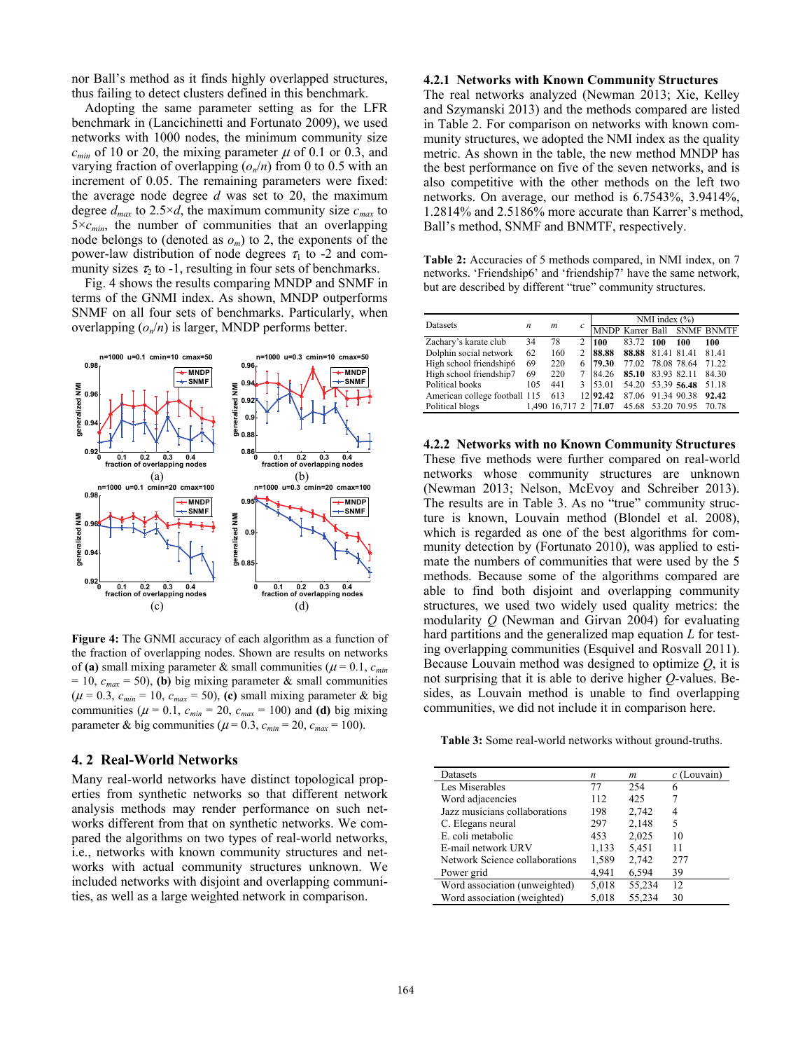nor Ball's method as it finds highly overlapped structures, thus failing to detect clusters defined in this benchmark.

Adopting the same parameter setting as for the LFR benchmark in (Lancichinetti and Fortunato 2009), we used networks with 1000 nodes, the minimum community size $c_{min}$ of 10 or 20, the mixing parameter $\mu$ of 0.1 or 0.3, and varying fraction of overlapping ($o_n/n$) from 0 to 0.5 with an increment of 0.05. The remaining parameters were fixed: the average node degree $d$ was set to 20, the maximum degree $d_{max}$ to $2.5 \times d$, the maximum community size $c_{max}$ to $5 \times c_{min}$, the number of communities that an overlapping node belongs to (denoted as $o_m$) to 2, the exponents of the power-law distribution of node degrees $\tau_1$ to -2 and community sizes $\tau_2$ to -1, resulting in four sets of benchmarks.

Fig. 4 shows the results comparing MNDP and SNMF in terms of the GNMI index. As shown, MNDP outperforms SNMF on all four sets of benchmarks. Particularly, when overlapping ($o_n/n$) is larger, MNDP performs better.

**Figure 4:** The GNMI accuracy of each algorithm as a function of the fraction of overlapping nodes. Shown are results on networks of **(a)** small mixing parameter & small communities ($\mu$ = 0.1, $c_{min}$ = 10, $c_{max}$ = 50), **(b)** big mixing parameter & small communities ($\mu$ = 0.3, $c_{min}$ = 10, $c_{max}$ = 50), **(c)** small mixing parameter & big communities ($\mu$ = 0.1, $c_{min}$ = 20, $c_{max}$ = 100) and **(d)** big mixing parameter & big communities ($\mu$ = 0.3, $c_{min}$ = 20, $c_{max}$ = 100).

## 4. 2 Real-World Networks

Many real-world networks have distinct topological properties from synthetic networks so that different network analysis methods may render performance on such networks different from that on synthetic networks. We compared the algorithms on two types of real-world networks, i.e., networks with known community structures and networks with actual community structures unknown. We included networks with disjoint and overlapping communities, as well as a large weighted network in comparison.

### 4.2.1 Networks with Known Community Structures

The real networks analyzed (Newman 2013; Xie, Kelley and Szymanski 2013) and the methods compared are listed in Table 2. For comparison on networks with known community structures, we adopted the NMI index as the quality metric. As shown in the table, the new method MNDP has the best performance on five of the seven networks, and is also competitive with the other methods on the left two networks. On average, our method is 6.7543%, 3.9414%, 1.2814% and 2.5186% more accurate than Karrer's method, Ball's method, SNMF and BNMTF, respectively.

**Table 2:** Accuracies of 5 methods compared, in NMI index, on 7 networks. 'Friendship6' and 'friendship7' have the same network, but are described by different "true" community structures.

| Datasets | $n$ | $m$ | $c$ | NMI index (%) | | | | |
|---|---|---|---|---|---|---|---|---|
| | | | | MNDP | Karrer | Ball | SNMF | BNMTF |
| Zachary's karate club | 34 | 78 | 2 | **100** | 83.72 | **100** | **100** | **100** |
| Dolphin social network | 62 | 160 | 2 | **88.88** | **88.88** | 81.41 | 81.41 | 81.41 |
| High school friendship6 | 69 | 220 | 6 | **79.30** | 77.02 | 78.08 | 78.64 | 71.22 |
| High school friendship7 | 69 | 220 | 7 | 84.26 | **85.10** | 83.93 | 82.11 | 84.30 |
| Political books | 105 | 441 | 3 | 53.01 | 54.20 | 53.39 | **56.48** | 51.18 |
| American college football | 115 | 613 | 12 | **92.42** | 87.06 | 91.34 | 90.38 | **92.42** |
| Political blogs | 1,490 | 16,717 | 2 | **71.07** | 45.68 | 53.20 | 70.95 | 70.78 |

### 4.2.2 Networks with no Known Community Structures

These five methods were further compared on real-world networks whose community structures are unknown (Newman 2013; Nelson, McEvoy and Schreiber 2013). The results are in Table 3. As no "true" community structure is known, Louvain method (Blondel et al. 2008), which is regarded as one of the best algorithms for community detection by (Fortunato 2010), was applied to estimate the numbers of communities that were used by the 5 methods. Because some of the algorithms compared are able to find both disjoint and overlapping community structures, we used two widely used quality metrics: the modularity $Q$ (Newman and Girvan 2004) for evaluating hard partitions and the generalized map equation $L$ for testing overlapping communities (Esquivel and Rosvall 2011). Because Louvain method was designed to optimize $Q$, it is not surprising that it is able to derive higher $Q$-values. Besides, as Louvain method is unable to find overlapping communities, we did not include it in comparison here.

**Table 3:** Some real-world networks without ground-truths.

| Datasets | $n$ | $m$ | $c$ (Louvain) |
|---|---|---|---|
| Les Miserables | 77 | 254 | 6 |
| Word adjacencies | 112 | 425 | 7 |
| Jazz musicians collaborations | 198 | 2,742 | 4 |
| C. Elegans neural | 297 | 2,148 | 5 |
| E. coli metabolic | 453 | 2,025 | 10 |
| E-mail network URV | 1,133 | 5,451 | 11 |
| Network Science collaborations | 1,589 | 2,742 | 277 |
| Power grid | 4,941 | 6,594 | 39 |
| Word association (unweighted) | 5,018 | 55,234 | 12 |
| Word association (weighted) | 5,018 | 55,234 | 30 |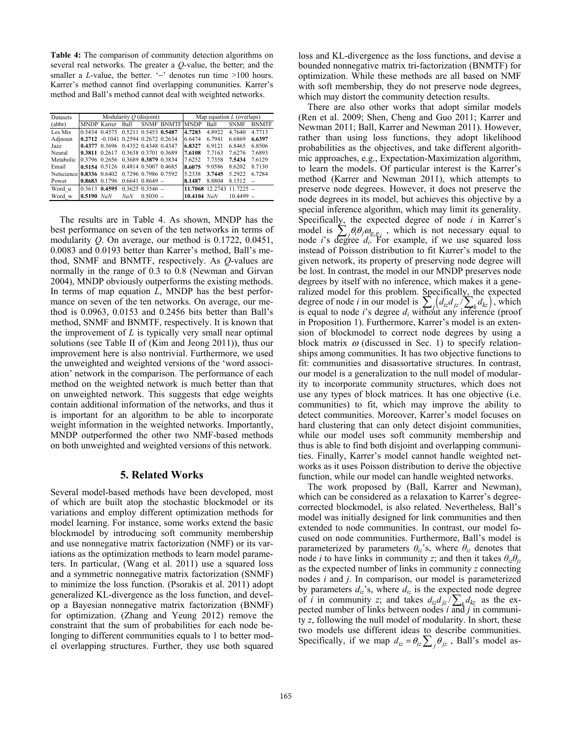**Table 4:** The comparison of community detection algorithms on several real networks. The greater a $Q$-value, the better; and the smaller a $L$-value, the better. '–' denotes run time >100 hours. Karrer's method cannot find overlapping communities. Karrer's method and Ball's method cannot deal with weighted networks.

| Datasets | Modularity $Q$ (disjoint) | | | | | Map equation $L$ (overlaps) | | | |
|---|---|---|---|---|---|---|---|---|---|
| (abbr) | MNDP | Karrer | Ball | SNMF | BNMTF | MNDP | Ball | SNMF | BNMTF |
| Les Mis | 0.5434 | 0.4575 | 0.5211 | 0.5453 | **0.5487** | **4.7283** | 4.8922 | 4.7640 | 4.7713 |
| Adjnoun | **0.2712** | -0.1041 | 0.2594 | 0.2672 | 0.2634 | 6.6474 | 6.7941 | 6.6869 | **6.6397** |
| Jazz | **0.4377** | 0.3696 | 0.4352 | 0.4348 | 0.4347 | **6.8327** | 6.9121 | 6.8465 | 6.8506 |
| Neural | **0.3811** | 0.2617 | 0.3638 | 0.3701 | 0.3689 | **7.6108** | 7.7163 | 7.6276 | 7.6893 |
| Metabolic | 0.3796 | 0.2656 | 0.3689 | **0.3879** | 0.3834 | 7.6252 | 7.7358 | **7.5434** | 7.6129 |
| Email | **0.5154** | 0.5126 | 0.4814 | 0.5007 | 0.4685 | **8.6075** | 9.0586 | 8.6202 | 8.7130 |
| Netscience | **0.8336** | 0.6402 | 0.7296 | 0.7986 | 0.7592 | 5.2338 | **3.7445** | 5.2922 | 6.7284 |
| Power | **0.8683** | 0.1796 | 0.6641 | 0.8649 | – | **8.1487** | 8.8804 | 8.1512 | – |
| Word_u | 0.3613 | **0.4595** | 0.3625 | 0.3546 | – | **11.7068** | 12.2743 | 11.7225 | – |
| Word_w | **0.5190** | *NaN* | *NaN* | 0.5030 | – | **10.4104** | *NaN* | 10.4499 | – |

The results are in Table 4. As shown, MNDP has the best performance on seven of the ten networks in terms of modularity $Q$. On average, our method is 0.1722, 0.0451, 0.0083 and 0.0193 better than Karrer's method, Ball's method, SNMF and BNMTF, respectively. As $Q$-values are normally in the range of 0.3 to 0.8 (Newman and Girvan 2004), MNDP obviously outperforms the existing methods. In terms of map equation $L$, MNDP has the best performance on seven of the ten networks. On average, our method is 0.0963, 0.0153 and 0.2456 bits better than Ball's method, SNMF and BNMTF, respectively. It is known that the improvement of $L$ is typically very small near optimal solutions (see Table II of (Kim and Jeong 2011)), thus our improvement here is also nontrivial. Furthermore, we used the unweighted and weighted versions of the 'word association' network in the comparison. The performance of each method on the weighted network is much better than that on unweighted network. This suggests that edge weights contain additional information of the networks, and thus it is important for an algorithm to be able to incorporate weight information in the weighted networks. Importantly, MNDP outperformed the other two NMF-based methods on both unweighted and weighted versions of this network.

## 5. Related Works

Several model-based methods have been developed, most of which are built atop the stochastic blockmodel or its variations and employ different optimization methods for model learning. For instance, some works extend the basic blockmodel by introducing soft community membership and use nonnegative matrix factorization (NMF) or its variations as the optimization methods to learn model parameters. In particular, (Wang et al. 2011) use a squared loss and a symmetric nonnegative matrix factorization (SNMF) to minimize the loss function. (Psorakis et al. 2011) adopt generalized KL-divergence as the loss function, and develop a Bayesian nonnegative matrix factorization (BNMF) for optimization. (Zhang and Yeung 2012) remove the constraint that the sum of probabilities for each node belonging to different communities equals to 1 to better model overlapping structures. Further, they use both squared loss and KL-divergence as the loss functions, and devise a bounded nonnegative matrix tri-factorization (BNMTF) for optimization. While these methods are all based on NMF with soft membership, they do not preserve node degrees, which may distort the community detection results.

There are also other works that adopt similar models (Ren et al. 2009; Shen, Cheng and Guo 2011; Karrer and Newman 2011; Ball, Karrer and Newman 2011). However, rather than using loss functions, they adopt likelihood probabilities as the objectives, and take different algorithmic approaches, e.g., Expectation-Maximization algorithm, to learn the models. Of particular interest is the Karrer's method (Karrer and Newman 2011), which attempts to preserve node degrees. However, it does not preserve the node degrees in its model, but achieves this objective by a special inference algorithm, which may limit its generality. Specifically, the expected degree of node $i$ in Karrer's model is $\sum_j \theta_i \theta_j \omega_{g_i g_j}$, which is not necessary equal to node $i$'s degree $d_i$. For example, if we use squared loss instead of Poisson distribution to fit Karrer's model to the given network, its property of preserving node degree will be lost. In contrast, the model in our MNDP preserves node degrees by itself with no inference, which makes it a generalized model for this problem. Specifically, the expected degree of node $i$ in our model is $\sum_j \left(d_{iz} d_{jz} / \sum_k d_{kz}\right)$, which is equal to node $i$'s degree $d_i$ without any inference (proof in Proposition 1). Furthermore, Karrer's model is an extension of blockmodel to correct node degrees by using a block matrix $\omega$ (discussed in Sec. 1) to specify relationships among communities. It has two objective functions to fit: communities and disassortative structures. In contrast, our model is a generalization to the null model of modularity to incorporate community structures, which does not use any types of block matrices. It has one objective (i.e. communities) to fit, which may improve the ability to detect communities. Moreover, Karrer's model focuses on hard clustering that can only detect disjoint communities, while our model uses soft community membership and thus is able to find both disjoint and overlapping communities. Finally, Karrer's model cannot handle weighted networks as it uses Poisson distribution to derive the objective function, while our model can handle weighted networks.

The work proposed by (Ball, Karrer and Newman), which can be considered as a relaxation to Karrer's degree-corrected blockmodel, is also related. Nevertheless, Ball's model was initially designed for link communities and then extended to node communities. In contrast, our model focused on node communities. Furthermore, Ball's model is parameterized by parameters $\theta_{iz}$'s, where $\theta_{iz}$ denotes that node $i$ to have links in community $z$; and then it takes $\theta_{iz}\theta_{jz}$ as the expected number of links in community $z$ connecting nodes $i$ and $j$. In comparison, our model is parameterized by parameters $d_{iz}$'s, where $d_{iz}$ is the expected node degree of $i$ in community $z$; and takes $d_{iz} d_{jz} / \sum_k d_{kz}$ as the expected number of links between nodes $i$ and $j$ in community $z$, following the null model of modularity. In short, these two models use different ideas to describe communities. Specifically, if we map $d_{iz} = \theta_{iz} \sum_j \theta_{jz}$, Ball's model as-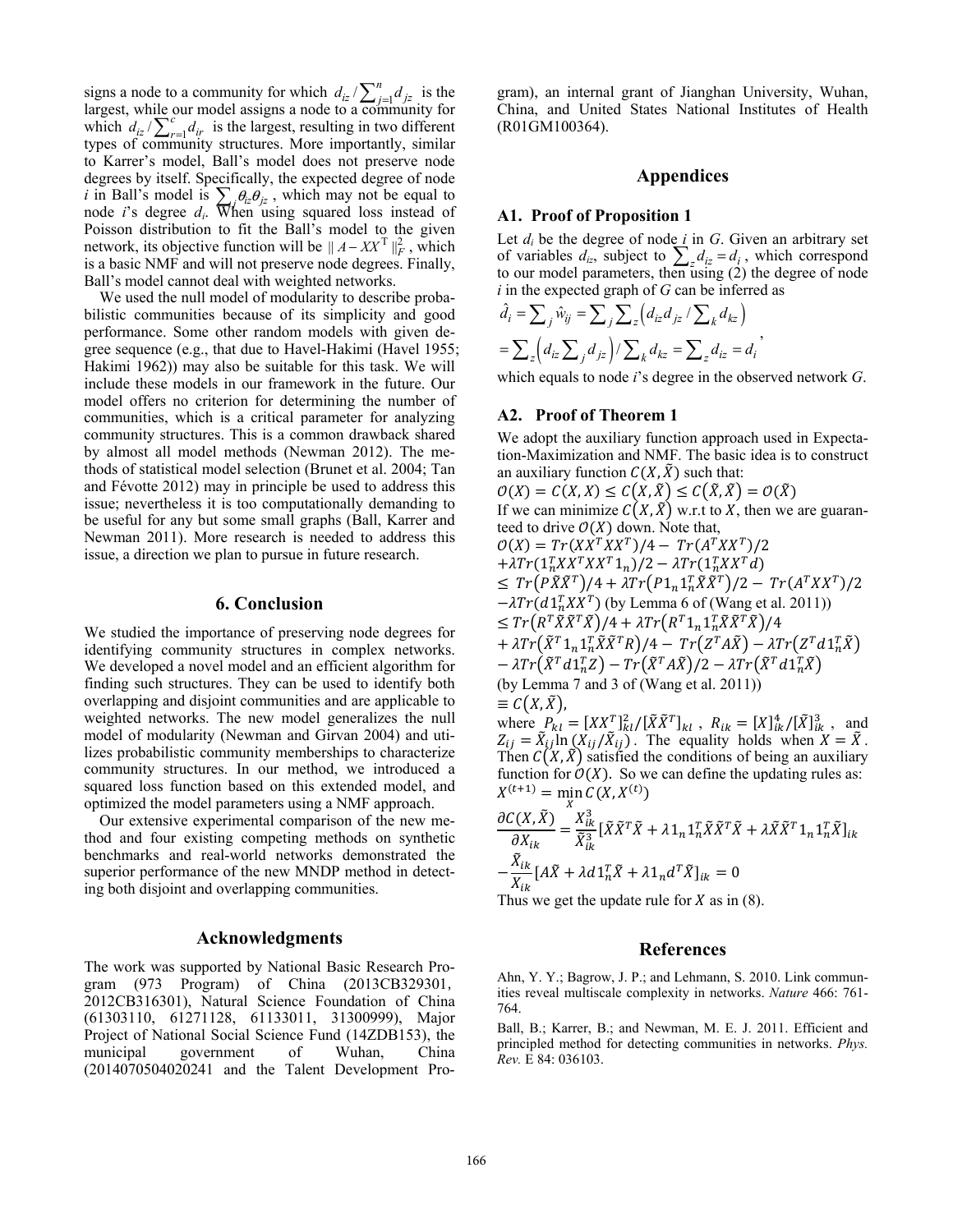signs a node to a community for which $d_{iz} / \sum_{j=1}^{n} d_{jz}$ is the largest, while our model assigns a node to a community for which $d_{iz} / \sum_{r=1}^{c} d_{ir}$ is the largest, resulting in two different types of community structures. More importantly, similar to Karrer's model, Ball's model does not preserve node degrees by itself. Specifically, the expected degree of node $i$ in Ball's model is $\sum_{j} \theta_{iz}\theta_{jz}$, which may not be equal to node $i$'s degree $d_i$. When using squared loss instead of Poisson distribution to fit the Ball's model to the given network, its objective function will be $\| A - XX^{\mathrm{T}} \|_F^2$, which is a basic NMF and will not preserve node degrees. Finally, Ball's model cannot deal with weighted networks.

We used the null model of modularity to describe probabilistic communities because of its simplicity and good performance. Some other random models with given degree sequence (e.g., that due to Havel-Hakimi (Havel 1955; Hakimi 1962)) may also be suitable for this task. We will include these models in our framework in the future. Our model offers no criterion for determining the number of communities, which is a critical parameter for analyzing community structures. This is a common drawback shared by almost all model methods (Newman 2012). The methods of statistical model selection (Brunet et al. 2004; Tan and Févotte 2012) may in principle be used to address this issue; nevertheless it is too computationally demanding to be useful for any but some small graphs (Ball, Karrer and Newman 2011). More research is needed to address this issue, a direction we plan to pursue in future research.

## 6. Conclusion

We studied the importance of preserving node degrees for identifying community structures in complex networks. We developed a novel model and an efficient algorithm for finding such structures. They can be used to identify both overlapping and disjoint communities and are applicable to weighted networks. The new model generalizes the null model of modularity (Newman and Girvan 2004) and utilizes probabilistic community memberships to characterize community structures. In our method, we introduced a squared loss function based on this extended model, and optimized the model parameters using a NMF approach.

Our extensive experimental comparison of the new method and four existing competing methods on synthetic benchmarks and real-world networks demonstrated the superior performance of the new MNDP method in detecting both disjoint and overlapping communities.

## Acknowledgments

The work was supported by National Basic Research Program (973 Program) of China (2013CB329301, 2012CB316301), Natural Science Foundation of China (61303110, 61271128, 61133011, 31300999), Major Project of National Social Science Fund (14ZDB153), the municipal government of Wuhan, China (2014070504020241 and the Talent Development Program), an internal grant of Jianghan University, Wuhan, China, and United States National Institutes of Health (R01GM100364).

## Appendices

### A1. Proof of Proposition 1

Let $d_i$ be the degree of node $i$ in $G$. Given an arbitrary set of variables $d_{iz}$, subject to $\sum_{z} d_{iz} = d_i$, which correspond to our model parameters, then using (2) the degree of node $i$ in the expected graph of $G$ can be inferred as

$$
\begin{aligned}
\hat{d}_i &= \sum_{j} \hat{w}_{ij} = \sum_{j} \sum_{z} \left( d_{iz} d_{jz} / \sum_{k} d_{kz} \right) \\
&= \sum_{z} \left( d_{iz} \sum_{j} d_{jz} \right) / \sum_{k} d_{kz} = \sum_{z} d_{iz} = d_i
\end{aligned},
$$

which equals to node $i$'s degree in the observed network $G$.

### A2. Proof of Theorem 1

We adopt the auxiliary function approach used in Expectation-Maximization and NMF. The basic idea is to construct an auxiliary function $C(X, \tilde{X})$ such that:

$$
\mathcal{O}(X) = C(X, X) \leq C(X, \tilde{X}) \leq C(\tilde{X}, \tilde{X}) = \mathcal{O}(\tilde{X})
$$

If we can minimize $C(X, \tilde{X})$ w.r.t to $X$, then we are guaranteed to drive $\mathcal{O}(X)$ down. Note that,

$$
\begin{aligned}
\mathcal{O}(X) &= Tr(XX^TXX^T)/4 - Tr(A^TXX^T)/2 \\
&+ \lambda Tr(1_n^T XX^TXX^T 1_n)/2 - \lambda Tr(1_n^T XX^T d) \\
&\leq Tr(P\tilde{X}\tilde{X}^T)/4 + \lambda Tr(P 1_n 1_n^T \tilde{X}\tilde{X}^T)/2 - Tr(A^TXX^T)/2 \\
&- \lambda Tr(d 1_n^T XX^T) \text{ (by Lemma 6 of (Wang et al. 2011))} \\
&\leq Tr(R^T\tilde{X}\tilde{X}^T\tilde{X})/4 + \lambda Tr(R^T 1_n 1_n^T \tilde{X}\tilde{X}^T\tilde{X})/4 \\
&+ \lambda Tr(\tilde{X}^T 1_n 1_n^T \tilde{X}\tilde{X}^T R)/4 - Tr(Z^T A\tilde{X}) - \lambda Tr(Z^T d 1_n^T \tilde{X}) \\
&- \lambda Tr(\tilde{X}^T d 1_n^T Z) - Tr(\tilde{X}^T A\tilde{X})/2 - \lambda Tr(\tilde{X}^T d 1_n^T \tilde{X}) \\
&\text{(by Lemma 7 and 3 of (Wang et al. 2011))} \\
&\equiv C(X, \tilde{X}),
\end{aligned}
$$

where $P_{kl} = [XX^T]_{kl}^2 / [\tilde{X}\tilde{X}^T]_{kl}$, $R_{ik} = [X]_{ik}^4 / [\tilde{X}]_{ik}^3$, and $Z_{ij} = \tilde{X}_{ij} \ln(X_{ij}/\tilde{X}_{ij})$. The equality holds when $X = \tilde{X}$. Then $C(X, \tilde{X})$ satisfied the conditions of being an auxiliary function for $\mathcal{O}(X)$. So we can define the updating rules as:

$$
X^{(t+1)} = \min_{X} C(X, X^{(t)})
$$

$$
\begin{aligned}
\frac{\partial C(X, \tilde{X})}{\partial X_{ik}} &= \frac{X_{ik}^3}{\tilde{X}_{ik}^3} [\tilde{X}\tilde{X}^T\tilde{X} + \lambda 1_n 1_n^T \tilde{X}\tilde{X}^T\tilde{X} + \lambda \tilde{X}\tilde{X}^T 1_n 1_n^T \tilde{X}]_{ik} \\
&- \frac{\tilde{X}_{ik}}{X_{ik}} [A\tilde{X} + \lambda d 1_n^T \tilde{X} + \lambda 1_n d^T \tilde{X}]_{ik} = 0
\end{aligned}
$$

Thus we get the update rule for $X$ as in (8).

## References

Ahn, Y. Y.; Bagrow, J. P.; and Lehmann, S. 2010. Link communities reveal multiscale complexity in networks. *Nature* 466: 761-764.

Ball, B.; Karrer, B.; and Newman, M. E. J. 2011. Efficient and principled method for detecting communities in networks. *Phys. Rev.* E 84: 036103.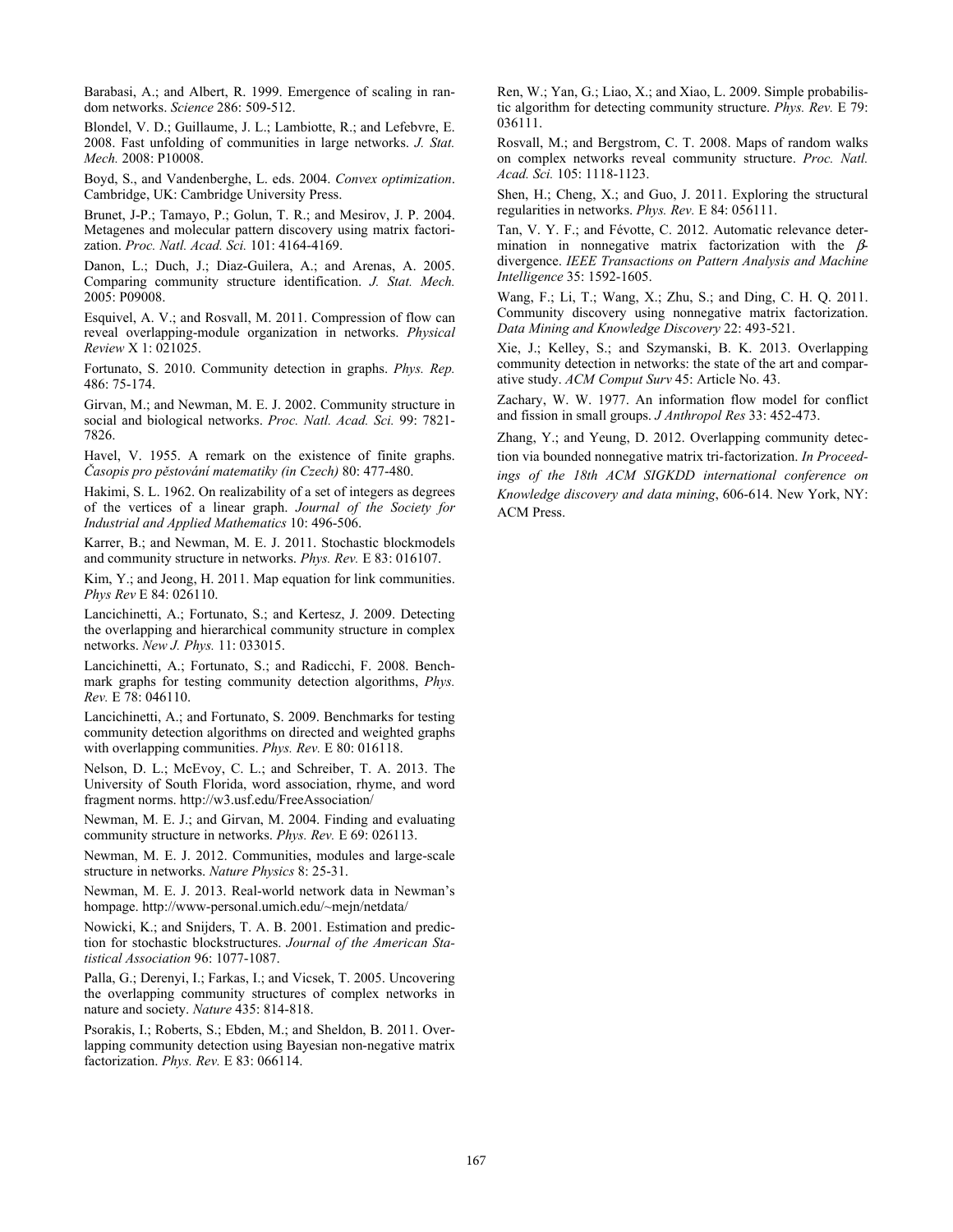Barabasi, A.; and Albert, R. 1999. Emergence of scaling in random networks. *Science* 286: 509-512.

Blondel, V. D.; Guillaume, J. L.; Lambiotte, R.; and Lefebvre, E. 2008. Fast unfolding of communities in large networks. *J. Stat. Mech.* 2008: P10008.

Boyd, S., and Vandenberghe, L. eds. 2004. *Convex optimization*. Cambridge, UK: Cambridge University Press.

Brunet, J-P.; Tamayo, P.; Golun, T. R.; and Mesirov, J. P. 2004. Metagenes and molecular pattern discovery using matrix factorization. *Proc. Natl. Acad. Sci.* 101: 4164-4169.

Danon, L.; Duch, J.; Diaz-Guilera, A.; and Arenas, A. 2005. Comparing community structure identification. *J. Stat. Mech.* 2005: P09008.

Esquivel, A. V.; and Rosvall, M. 2011. Compression of flow can reveal overlapping-module organization in networks. *Physical Review* X 1: 021025.

Fortunato, S. 2010. Community detection in graphs. *Phys. Rep.* 486: 75-174.

Girvan, M.; and Newman, M. E. J. 2002. Community structure in social and biological networks. *Proc. Natl. Acad. Sci.* 99: 7821-7826.

Havel, V. 1955. A remark on the existence of finite graphs. *Časopis pro pěstování matematiky (in Czech)* 80: 477-480.

Hakimi, S. L. 1962. On realizability of a set of integers as degrees of the vertices of a linear graph. *Journal of the Society for Industrial and Applied Mathematics* 10: 496-506.

Karrer, B.; and Newman, M. E. J. 2011. Stochastic blockmodels and community structure in networks. *Phys. Rev.* E 83: 016107.

Kim, Y.; and Jeong, H. 2011. Map equation for link communities. *Phys Rev* E 84: 026110.

Lancichinetti, A.; Fortunato, S.; and Kertesz, J. 2009. Detecting the overlapping and hierarchical community structure in complex networks. *New J. Phys.* 11: 033015.

Lancichinetti, A.; Fortunato, S.; and Radicchi, F. 2008. Benchmark graphs for testing community detection algorithms, *Phys. Rev.* E 78: 046110.

Lancichinetti, A.; and Fortunato, S. 2009. Benchmarks for testing community detection algorithms on directed and weighted graphs with overlapping communities. *Phys. Rev.* E 80: 016118.

Nelson, D. L.; McEvoy, C. L.; and Schreiber, T. A. 2013. The University of South Florida, word association, rhyme, and word fragment norms. http://w3.usf.edu/FreeAssociation/

Newman, M. E. J.; and Girvan, M. 2004. Finding and evaluating community structure in networks. *Phys. Rev.* E 69: 026113.

Newman, M. E. J. 2012. Communities, modules and large-scale structure in networks. *Nature Physics* 8: 25-31.

Newman, M. E. J. 2013. Real-world network data in Newman's hompage. http://www-personal.umich.edu/~mejn/netdata/

Nowicki, K.; and Snijders, T. A. B. 2001. Estimation and prediction for stochastic blockstructures. *Journal of the American Statistical Association* 96: 1077-1087.

Palla, G.; Derenyi, I.; Farkas, I.; and Vicsek, T. 2005. Uncovering the overlapping community structures of complex networks in nature and society. *Nature* 435: 814-818.

Psorakis, I.; Roberts, S.; Ebden, M.; and Sheldon, B. 2011. Overlapping community detection using Bayesian non-negative matrix factorization. *Phys. Rev.* E 83: 066114.

Ren, W.; Yan, G.; Liao, X.; and Xiao, L. 2009. Simple probabilistic algorithm for detecting community structure. *Phys. Rev.* E 79: 036111.

Rosvall, M.; and Bergstrom, C. T. 2008. Maps of random walks on complex networks reveal community structure. *Proc. Natl. Acad. Sci.* 105: 1118-1123.

Shen, H.; Cheng, X.; and Guo, J. 2011. Exploring the structural regularities in networks. *Phys. Rev.* E 84: 056111.

Tan, V. Y. F.; and Févotte, C. 2012. Automatic relevance determination in nonnegative matrix factorization with the $\beta$-divergence. *IEEE Transactions on Pattern Analysis and Machine Intelligence* 35: 1592-1605.

Wang, F.; Li, T.; Wang, X.; Zhu, S.; and Ding, C. H. Q. 2011. Community discovery using nonnegative matrix factorization. *Data Mining and Knowledge Discovery* 22: 493-521.

Xie, J.; Kelley, S.; and Szymanski, B. K. 2013. Overlapping community detection in networks: the state of the art and comparative study. *ACM Comput Surv* 45: Article No. 43.

Zachary, W. W. 1977. An information flow model for conflict and fission in small groups. *J Anthropol Res* 33: 452-473.

Zhang, Y.; and Yeung, D. 2012. Overlapping community detection via bounded nonnegative matrix tri-factorization. *In Proceedings of the 18th ACM SIGKDD international conference on Knowledge discovery and data mining*, 606-614. New York, NY: ACM Press.